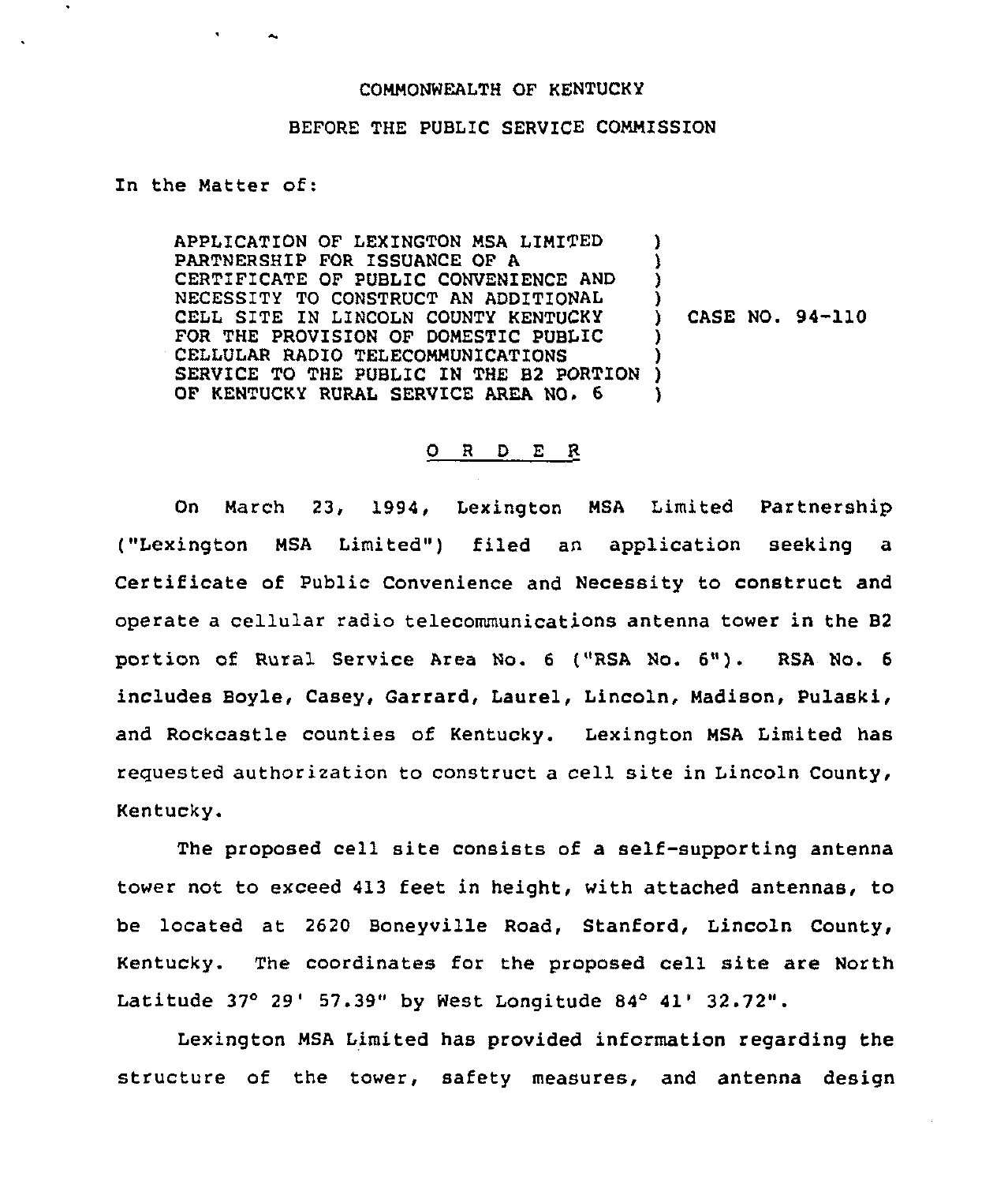COMMONWEALTH OF KENTUCKY

BEFORE THE PUBLIC SERVICE COMMISSION

In the Matter of:

| | |
|---|---|
| APPLICATION OF LEXINGTON MSA LIMITED PARTNERSHIP FOR ISSUANCE OF A CERTIFICATE OF PUBLIC CONVENIENCE AND NECESSITY TO CONSTRUCT AN ADDITIONAL CELL SITE IN LINCOLN COUNTY KENTUCKY FOR THE PROVISION OF DOMESTIC PUBLIC CELLULAR RADIO TELECOMMUNICATIONS SERVICE TO THE PUBLIC IN THE B2 PORTION OF KENTUCKY RURAL SERVICE AREA NO. 6 | CASE NO. 94-110 |

## O R D E R

On March 23, 1994, Lexington MSA Limited Partnership ("Lexington MSA Limited") filed an application seeking a Certificate of Public Convenience and Necessity to construct and operate a cellular radio telecommunications antenna tower in the B2 portion of Rural Service Area No. 6 ("RSA No. 6"). RSA No. 6 includes Boyle, Casey, Garrard, Laurel, Lincoln, Madison, Pulaski, and Rockcastle counties of Kentucky. Lexington MSA Limited has requested authorization to construct a cell site in Lincoln County, Kentucky.

The proposed cell site consists of a self-supporting antenna tower not to exceed 413 feet in height, with attached antennas, to be located at 2620 Boneyville Road, Stanford, Lincoln County, Kentucky. The coordinates for the proposed cell site are North Latitude 37° 29' 57.39" by West Longitude 84° 41' 32.72".

Lexington MSA Limited has provided information regarding the structure of the tower, safety measures, and antenna design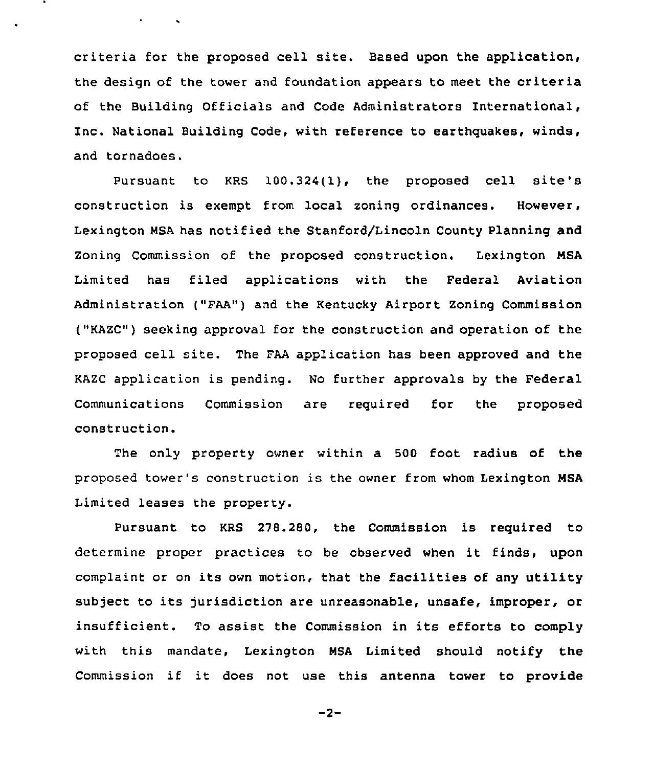criteria for the proposed cell site. Based upon the application, the design of the tower and foundation appears to meet the criteria of the Building Officials and Code Administrators International, Inc. National Building Code, with reference to earthquakes, winds, and tornadoes.

Pursuant to KRS 100.324(1), the proposed cell site's construction is exempt from local zoning ordinances. However, Lexington MSA has notified the Stanford/Lincoln County Planning and Zoning Commission of the proposed construction. Lexington MSA Limited has filed applications with the Federal Aviation Administration ("FAA") and the Kentucky Airport Zoning Commission ("KAZC") seeking approval for the construction and operation of the proposed cell site. The FAA application has been approved and the KAZC application is pending. No further approvals by the Federal Communications Commission are required for the proposed construction.

The only property owner within a 500 foot radius of the proposed tower's construction is the owner from whom Lexington MSA Limited leases the property.

Pursuant to KRS 278.280, the Commission is required to determine proper practices to be observed when it finds, upon complaint or on its own motion, that the facilities of any utility subject to its jurisdiction are unreasonable, unsafe, improper, or insufficient. To assist the Commission in its efforts to comply with this mandate, Lexington MSA Limited should notify the Commission if it does not use this antenna tower to provide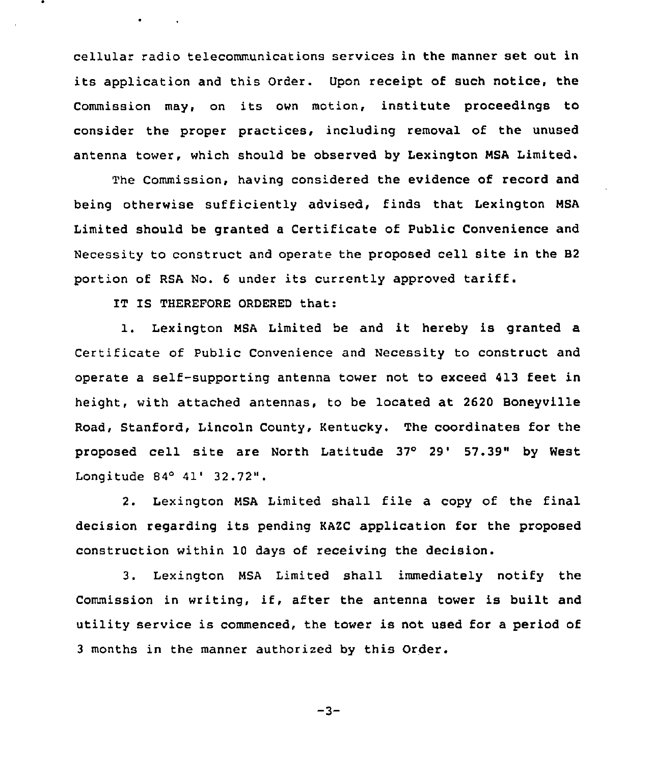cellular radio telecommunications services in the manner set out in its application and this Order. Upon receipt of such notice, the Commission may, on its own motion, institute proceedings to consider the proper practices, including removal of the unused antenna tower, which should be observed by Lexington MSA Limited.

The Commission, having considered the evidence of record and being otherwise sufficiently advised, finds that Lexington MSA Limited should be granted a Certificate of Public Convenience and Necessity to construct and operate the proposed cell site in the B2 portion of RSA No. 6 under its currently approved tariff.

IT IS THEREFORE ORDERED that:

1. Lexington MSA Limited be and it hereby is granted a Certificate of Public Convenience and Necessity to construct and operate a self-supporting antenna tower not to exceed 413 feet in height, with attached antennas, to be located at 2620 Boneyville Road, Stanford, Lincoln County, Kentucky. The coordinates for the proposed cell site are North Latitude 37° 29' 57.39" by West Longitude 84° 41' 32.72".

2. Lexington MSA Limited shall file a copy of the final decision regarding its pending KAZC application for the proposed construction within 10 days of receiving the decision.

3. Lexington MSA Limited shall immediately notify the Commission in writing, if, after the antenna tower is built and utility service is commenced, the tower is not used for a period of 3 months in the manner authorized by this Order.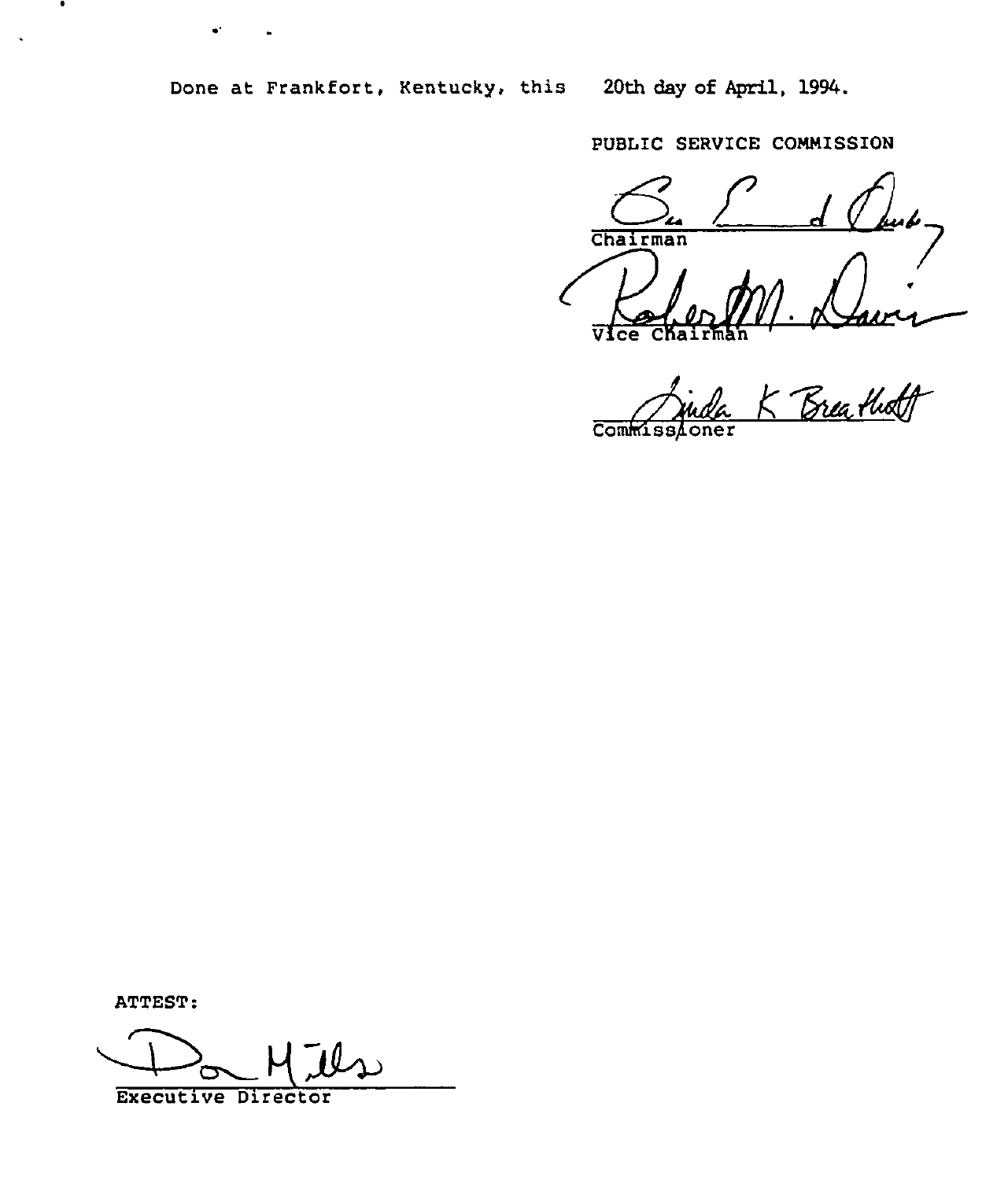Done at Frankfort, Kentucky, this 20th day of April, 1994.

PUBLIC SERVICE COMMISSION

Chairman

Vice Chairman

Commissioner

ATTEST:

Executive Director